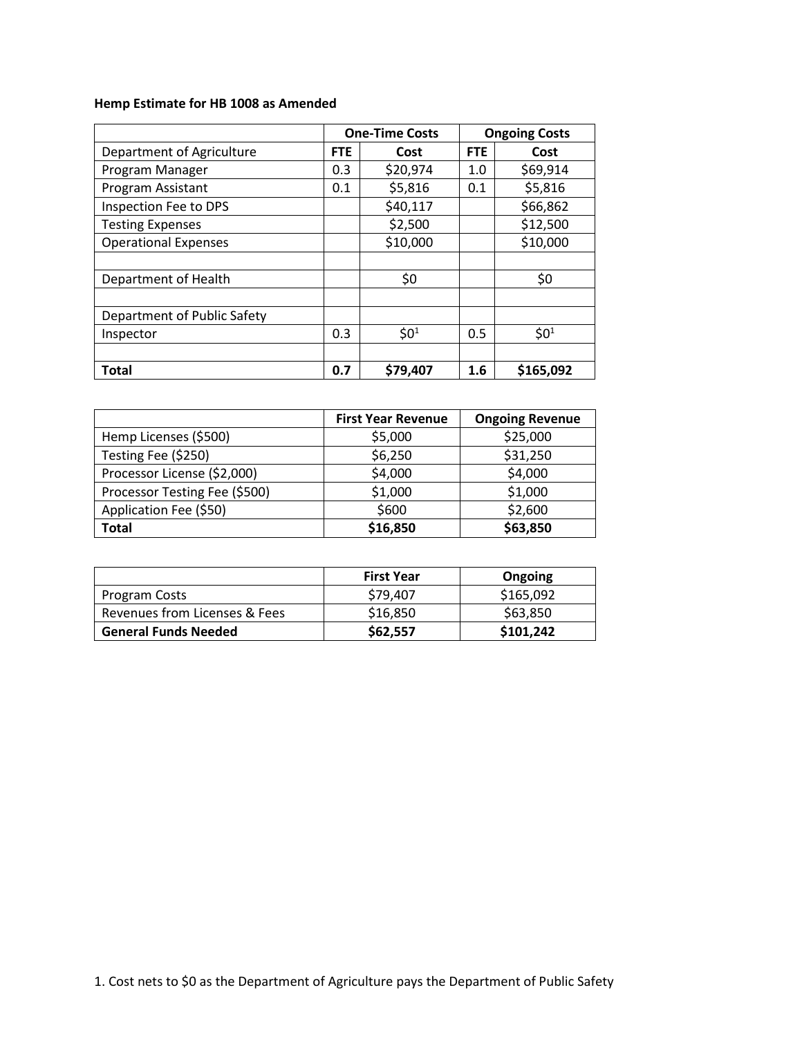**Hemp Estimate for HB 1008 as Amended**

| | One-Time Costs | | Ongoing Costs | |
|---|---|---|---|---|
| Department of Agriculture | FTE | Cost | FTE | Cost |
| Program Manager | 0.3 | $20,974 | 1.0 | $69,914 |
| Program Assistant | 0.1 | $5,816 | 0.1 | $5,816 |
| Inspection Fee to DPS | | $40,117 | | $66,862 |
| Testing Expenses | | $2,500 | | $12,500 |
| Operational Expenses | | $10,000 | | $10,000 |
| | | | | |
| Department of Health | | $0 | | $0 |
| | | | | |
| Department of Public Safety | | | | |
| Inspector | 0.3 | $0[1] | 0.5 | $0[1] |
| | | | | |
| **Total** | **0.7** | **$79,407** | **1.6** | **$165,092** |

| | First Year Revenue | Ongoing Revenue |
|---|---|---|
| Hemp Licenses ($500) | $5,000 | $25,000 |
| Testing Fee ($250) | $6,250 | $31,250 |
| Processor License ($2,000) | $4,000 | $4,000 |
| Processor Testing Fee ($500) | $1,000 | $1,000 |
| Application Fee ($50) | $600 | $2,600 |
| **Total** | **$16,850** | **$63,850** |

| | First Year | Ongoing |
|---|---|---|
| Program Costs | $79,407 | $165,092 |
| Revenues from Licenses & Fees | $16,850 | $63,850 |
| **General Funds Needed** | **$62,557** | **$101,242** |

1. Cost nets to $0 as the Department of Agriculture pays the Department of Public Safety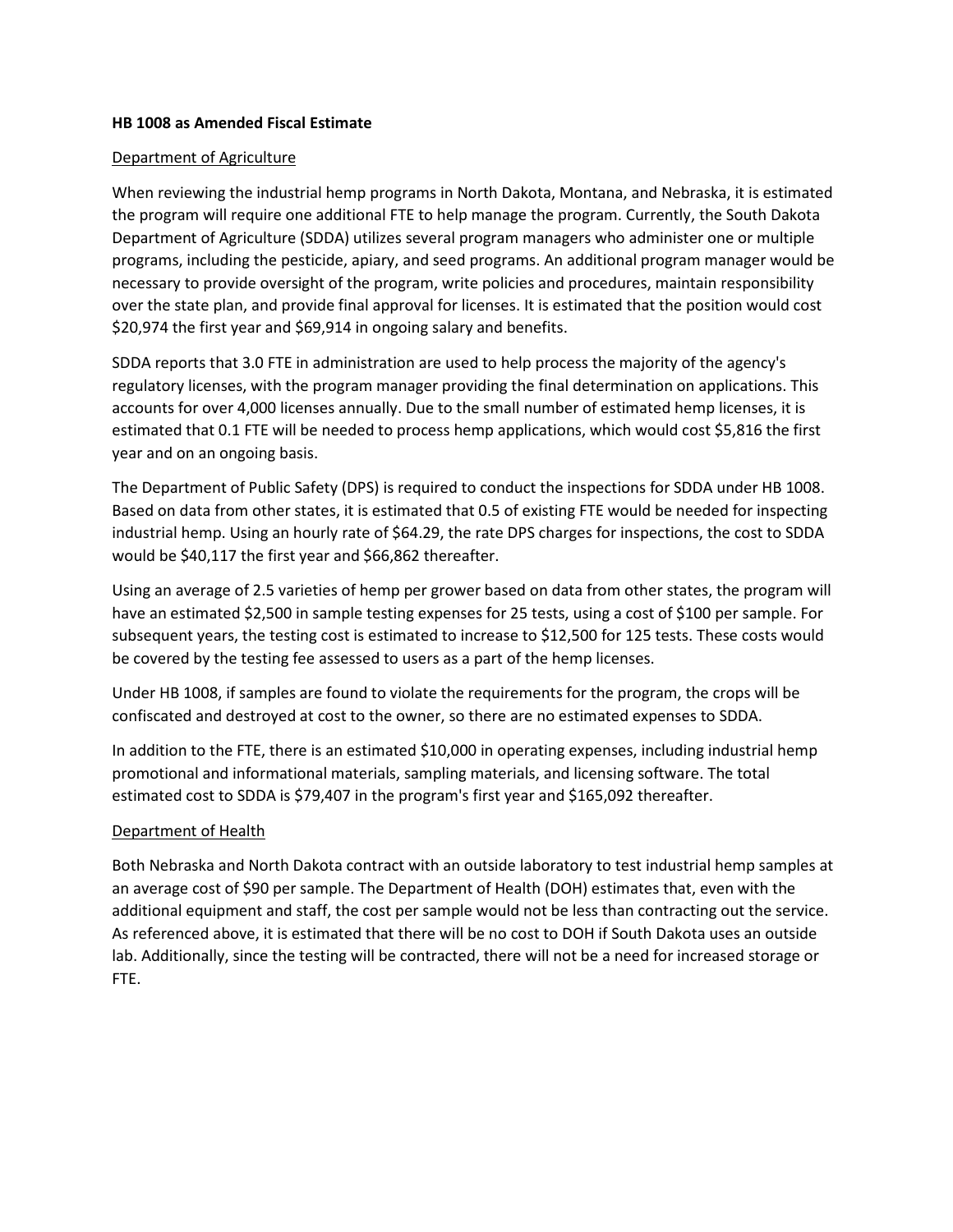**HB 1008 as Amended Fiscal Estimate**

<u>Department of Agriculture</u>

When reviewing the industrial hemp programs in North Dakota, Montana, and Nebraska, it is estimated the program will require one additional FTE to help manage the program. Currently, the South Dakota Department of Agriculture (SDDA) utilizes several program managers who administer one or multiple programs, including the pesticide, apiary, and seed programs. An additional program manager would be necessary to provide oversight of the program, write policies and procedures, maintain responsibility over the state plan, and provide final approval for licenses. It is estimated that the position would cost $20,974 the first year and $69,914 in ongoing salary and benefits.

SDDA reports that 3.0 FTE in administration are used to help process the majority of the agency's regulatory licenses, with the program manager providing the final determination on applications. This accounts for over 4,000 licenses annually. Due to the small number of estimated hemp licenses, it is estimated that 0.1 FTE will be needed to process hemp applications, which would cost $5,816 the first year and on an ongoing basis.

The Department of Public Safety (DPS) is required to conduct the inspections for SDDA under HB 1008. Based on data from other states, it is estimated that 0.5 of existing FTE would be needed for inspecting industrial hemp. Using an hourly rate of $64.29, the rate DPS charges for inspections, the cost to SDDA would be $40,117 the first year and $66,862 thereafter.

Using an average of 2.5 varieties of hemp per grower based on data from other states, the program will have an estimated $2,500 in sample testing expenses for 25 tests, using a cost of $100 per sample. For subsequent years, the testing cost is estimated to increase to $12,500 for 125 tests. These costs would be covered by the testing fee assessed to users as a part of the hemp licenses.

Under HB 1008, if samples are found to violate the requirements for the program, the crops will be confiscated and destroyed at cost to the owner, so there are no estimated expenses to SDDA.

In addition to the FTE, there is an estimated $10,000 in operating expenses, including industrial hemp promotional and informational materials, sampling materials, and licensing software. The total estimated cost to SDDA is $79,407 in the program's first year and $165,092 thereafter.

<u>Department of Health</u>

Both Nebraska and North Dakota contract with an outside laboratory to test industrial hemp samples at an average cost of $90 per sample. The Department of Health (DOH) estimates that, even with the additional equipment and staff, the cost per sample would not be less than contracting out the service. As referenced above, it is estimated that there will be no cost to DOH if South Dakota uses an outside lab. Additionally, since the testing will be contracted, there will not be a need for increased storage or FTE.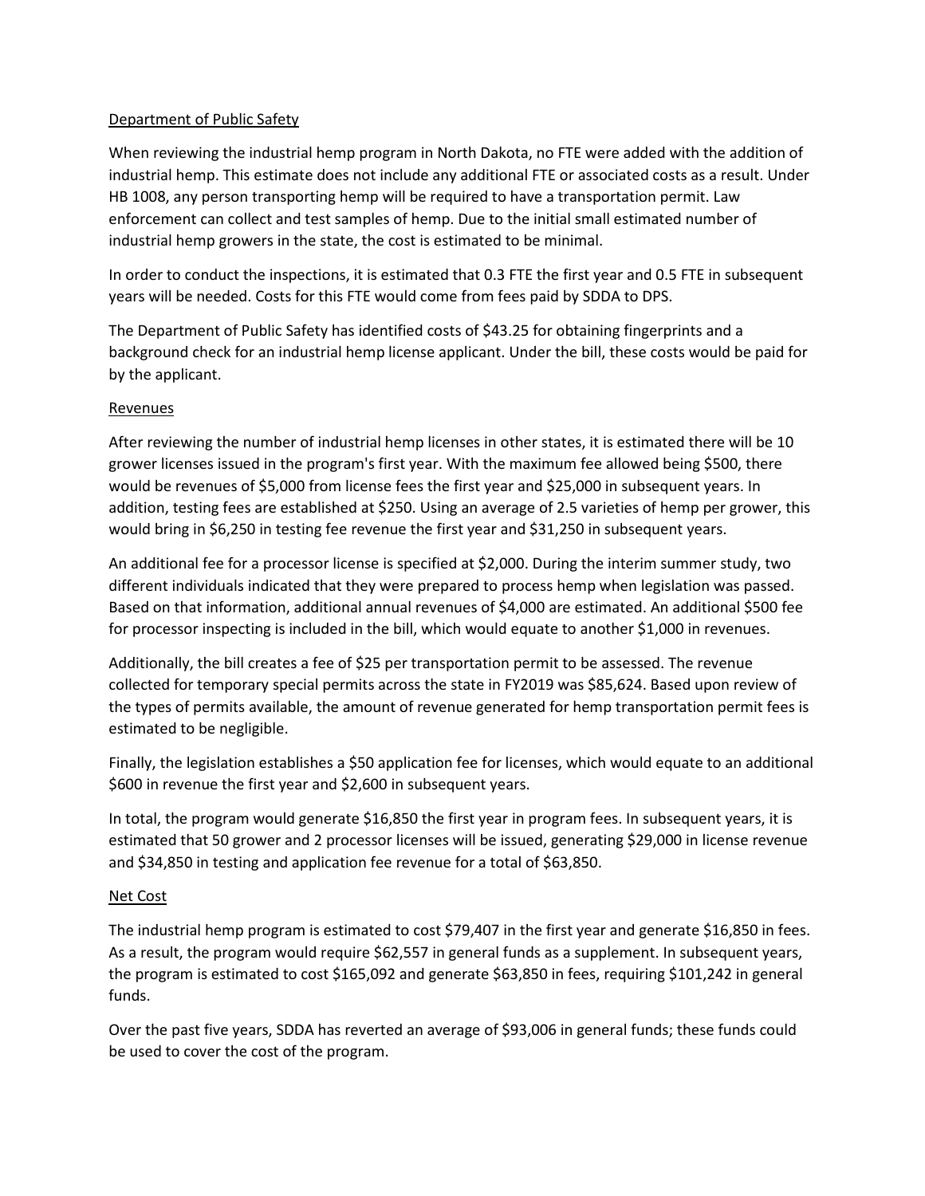Department of Public Safety

When reviewing the industrial hemp program in North Dakota, no FTE were added with the addition of industrial hemp. This estimate does not include any additional FTE or associated costs as a result. Under HB 1008, any person transporting hemp will be required to have a transportation permit. Law enforcement can collect and test samples of hemp. Due to the initial small estimated number of industrial hemp growers in the state, the cost is estimated to be minimal.

In order to conduct the inspections, it is estimated that 0.3 FTE the first year and 0.5 FTE in subsequent years will be needed. Costs for this FTE would come from fees paid by SDDA to DPS.

The Department of Public Safety has identified costs of $43.25 for obtaining fingerprints and a background check for an industrial hemp license applicant. Under the bill, these costs would be paid for by the applicant.

Revenues

After reviewing the number of industrial hemp licenses in other states, it is estimated there will be 10 grower licenses issued in the program's first year. With the maximum fee allowed being $500, there would be revenues of $5,000 from license fees the first year and $25,000 in subsequent years. In addition, testing fees are established at $250. Using an average of 2.5 varieties of hemp per grower, this would bring in $6,250 in testing fee revenue the first year and $31,250 in subsequent years.

An additional fee for a processor license is specified at $2,000. During the interim summer study, two different individuals indicated that they were prepared to process hemp when legislation was passed. Based on that information, additional annual revenues of $4,000 are estimated. An additional $500 fee for processor inspecting is included in the bill, which would equate to another $1,000 in revenues.

Additionally, the bill creates a fee of $25 per transportation permit to be assessed. The revenue collected for temporary special permits across the state in FY2019 was $85,624. Based upon review of the types of permits available, the amount of revenue generated for hemp transportation permit fees is estimated to be negligible.

Finally, the legislation establishes a $50 application fee for licenses, which would equate to an additional $600 in revenue the first year and $2,600 in subsequent years.

In total, the program would generate $16,850 the first year in program fees. In subsequent years, it is estimated that 50 grower and 2 processor licenses will be issued, generating $29,000 in license revenue and $34,850 in testing and application fee revenue for a total of $63,850.

Net Cost

The industrial hemp program is estimated to cost $79,407 in the first year and generate $16,850 in fees. As a result, the program would require $62,557 in general funds as a supplement. In subsequent years, the program is estimated to cost $165,092 and generate $63,850 in fees, requiring $101,242 in general funds.

Over the past five years, SDDA has reverted an average of $93,006 in general funds; these funds could be used to cover the cost of the program.